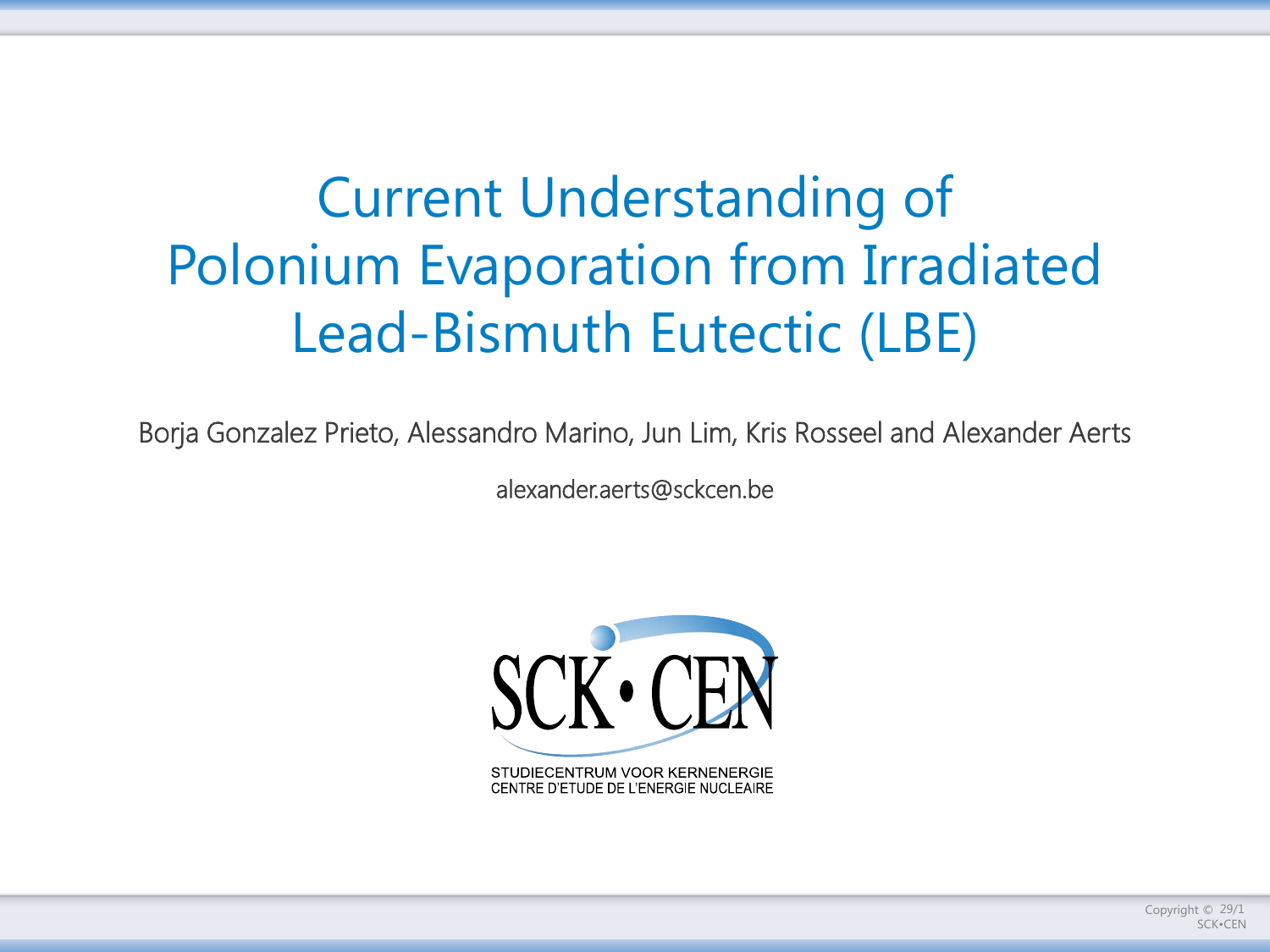# Current Understanding of Polonium Evaporation from Irradiated Lead-Bismuth Eutectic (LBE)

Borja Gonzalez Prieto, Alessandro Marino, Jun Lim, Kris Rosseel and Alexander Aerts

alexander.aerts@sckcen.be

SCK • CEN

STUDIECENTRUM VOOR KERNENERGIE
CENTRE D'ETUDE DE L'ENERGIE NUCLEAIRE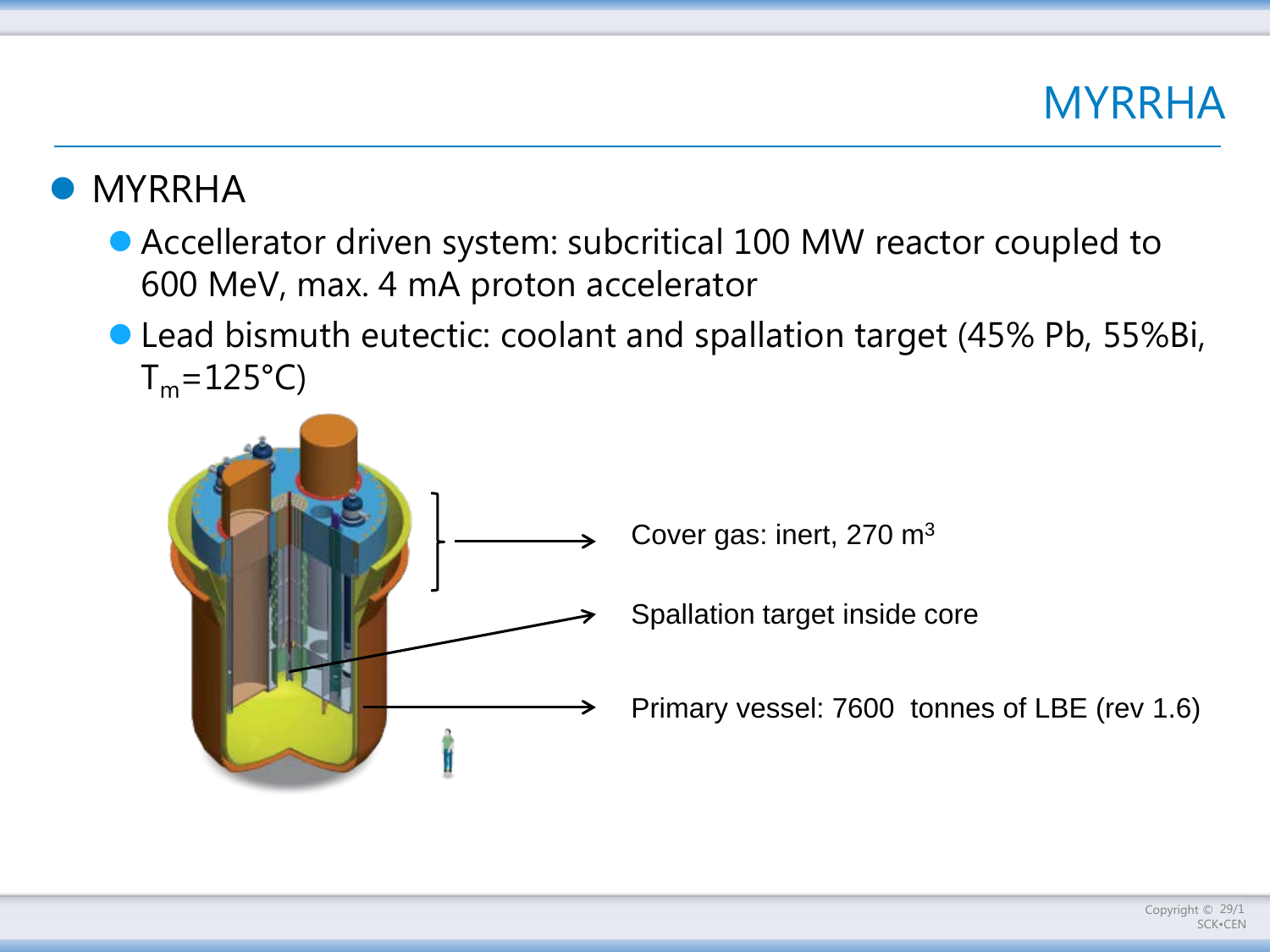# MYRRHA

- MYRRHA
  - Accellerator driven system: subcritical 100 MW reactor coupled to 600 MeV, max. 4 mA proton accelerator
  - Lead bismuth eutectic: coolant and spallation target (45% Pb, 55%Bi, $T_m$=125°C)

Cover gas: inert, 270 $m^3$

Spallation target inside core

Primary vessel: 7600 tonnes of LBE (rev 1.6)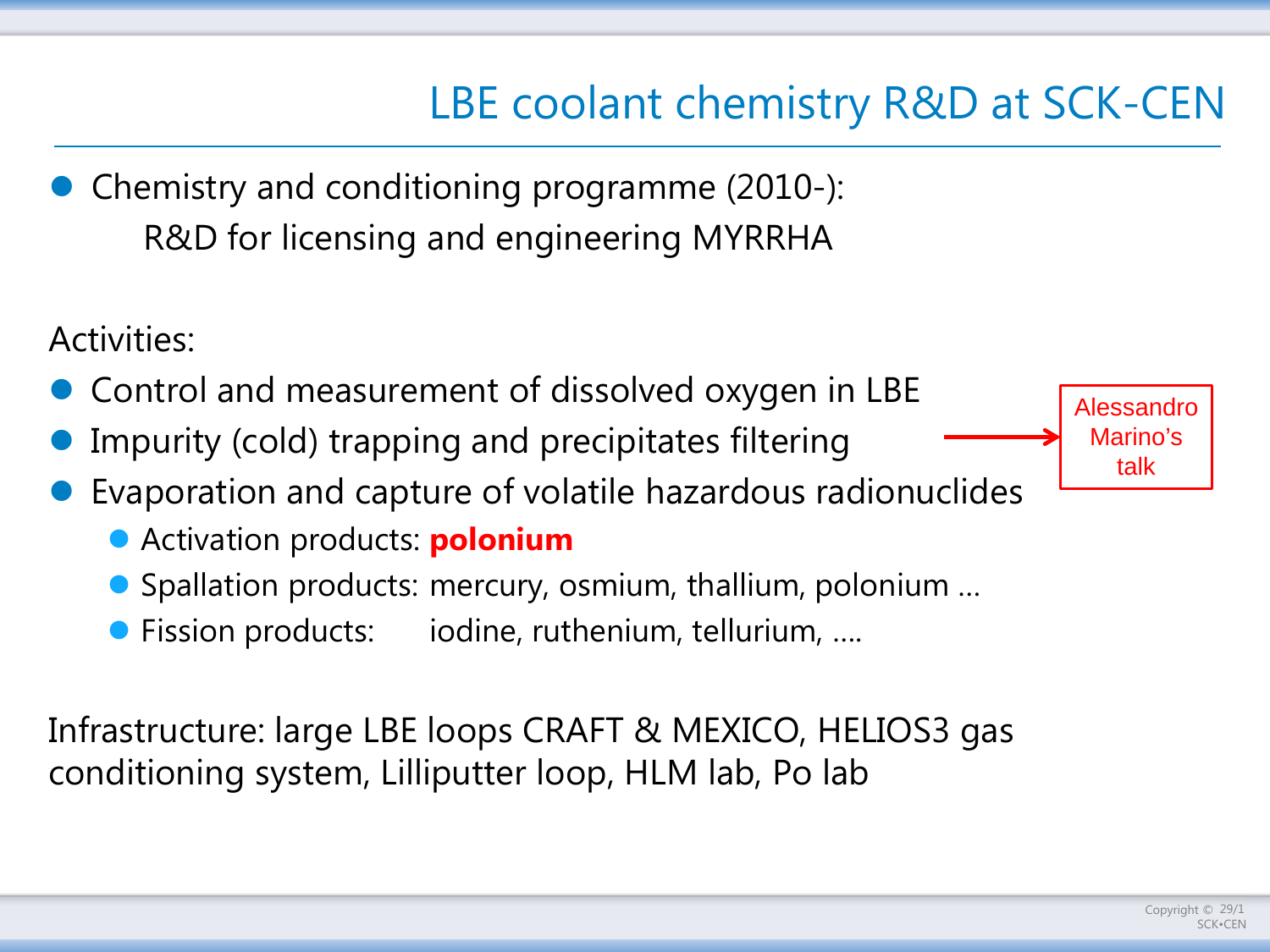# LBE coolant chemistry R&D at SCK-CEN

- Chemistry and conditioning programme (2010-):
  R&D for licensing and engineering MYRRHA

Activities:

- Control and measurement of dissolved oxygen in LBE
- Impurity (cold) trapping and precipitates filtering → Alessandro Marino's talk
- Evaporation and capture of volatile hazardous radionuclides
  - Activation products: **polonium**
  - Spallation products: mercury, osmium, thallium, polonium …
  - Fission products: iodine, ruthenium, tellurium, ….

Infrastructure: large LBE loops CRAFT & MEXICO, HELIOS3 gas conditioning system, Lilliputter loop, HLM lab, Po lab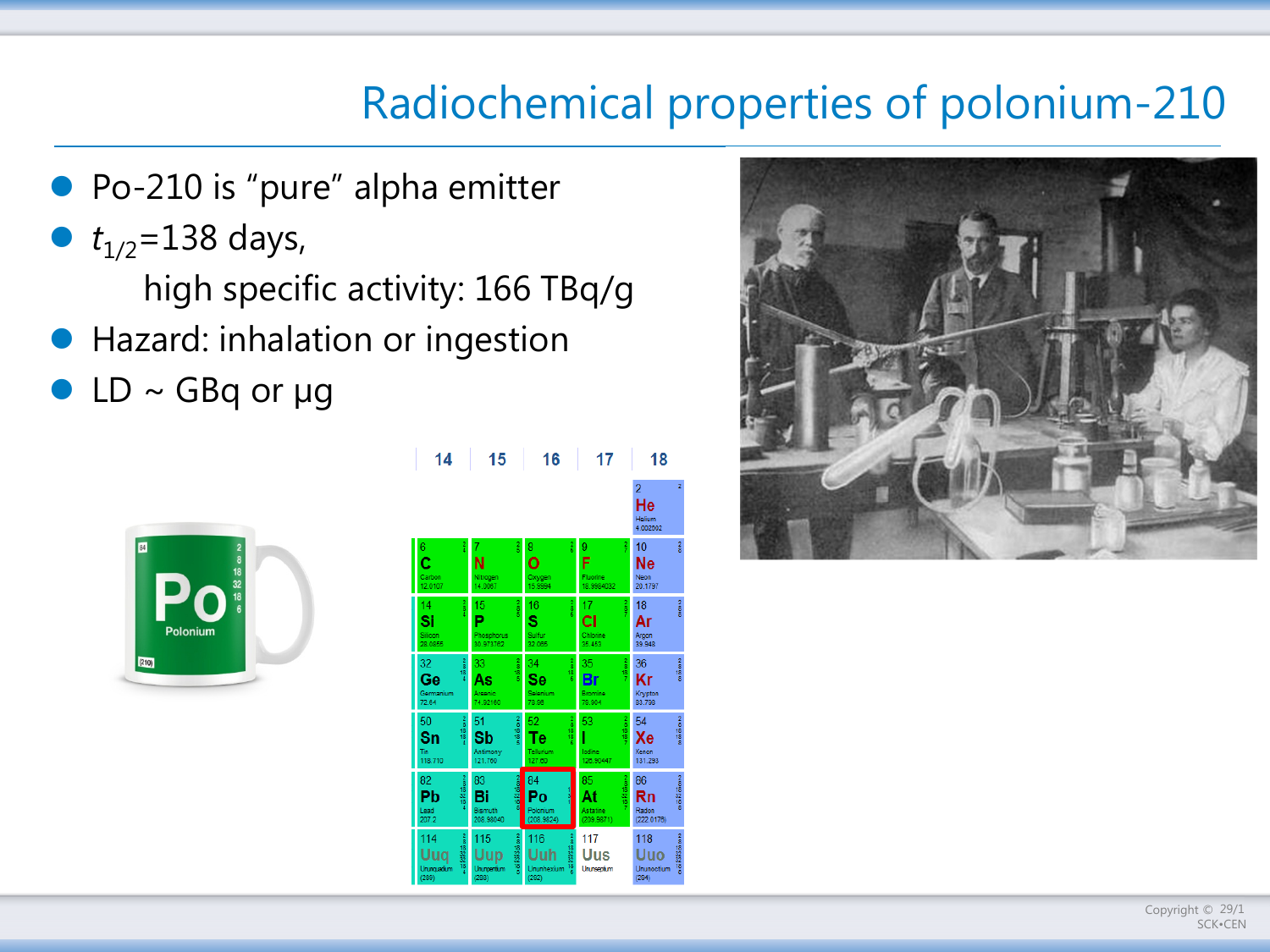# Radiochemical properties of polonium-210

- Po-210 is "pure" alpha emitter
- $t_{1/2}$=138 days,
  high specific activity: 166 TBq/g
- Hazard: inhalation or ingestion
- LD ~ GBq or μg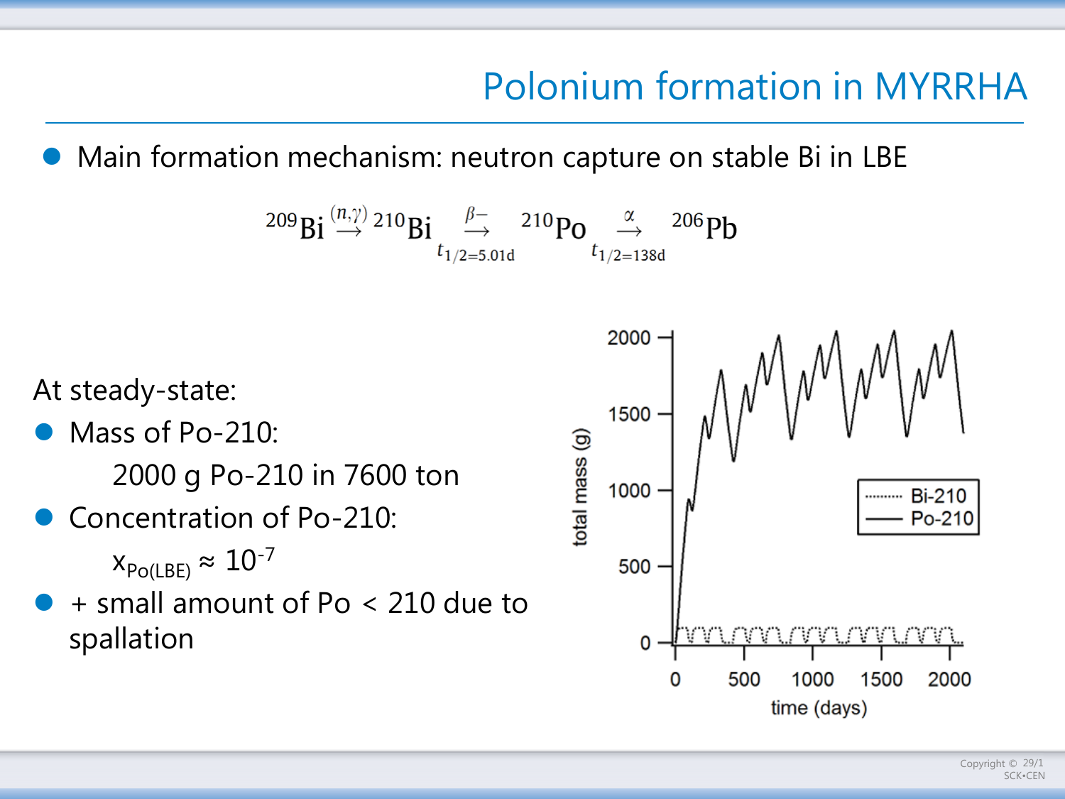# Polonium formation in MYRRHA

- Main formation mechanism: neutron capture on stable Bi in LBE

$$^{209}\text{Bi} \xrightarrow{(n,\gamma)} {}^{210}\text{Bi} \underset{t_{1/2=5.01\text{d}}}{\xrightarrow{\beta-}} {}^{210}\text{Po} \underset{t_{1/2=138\text{d}}}{\xrightarrow{\alpha}} {}^{206}\text{Pb}$$

At steady-state:

- Mass of Po-210:

  2000 g Po-210 in 7600 ton

- Concentration of Po-210:

  $x_{Po(LBE)} \approx 10^{-7}$

- + small amount of Po < 210 due to spallation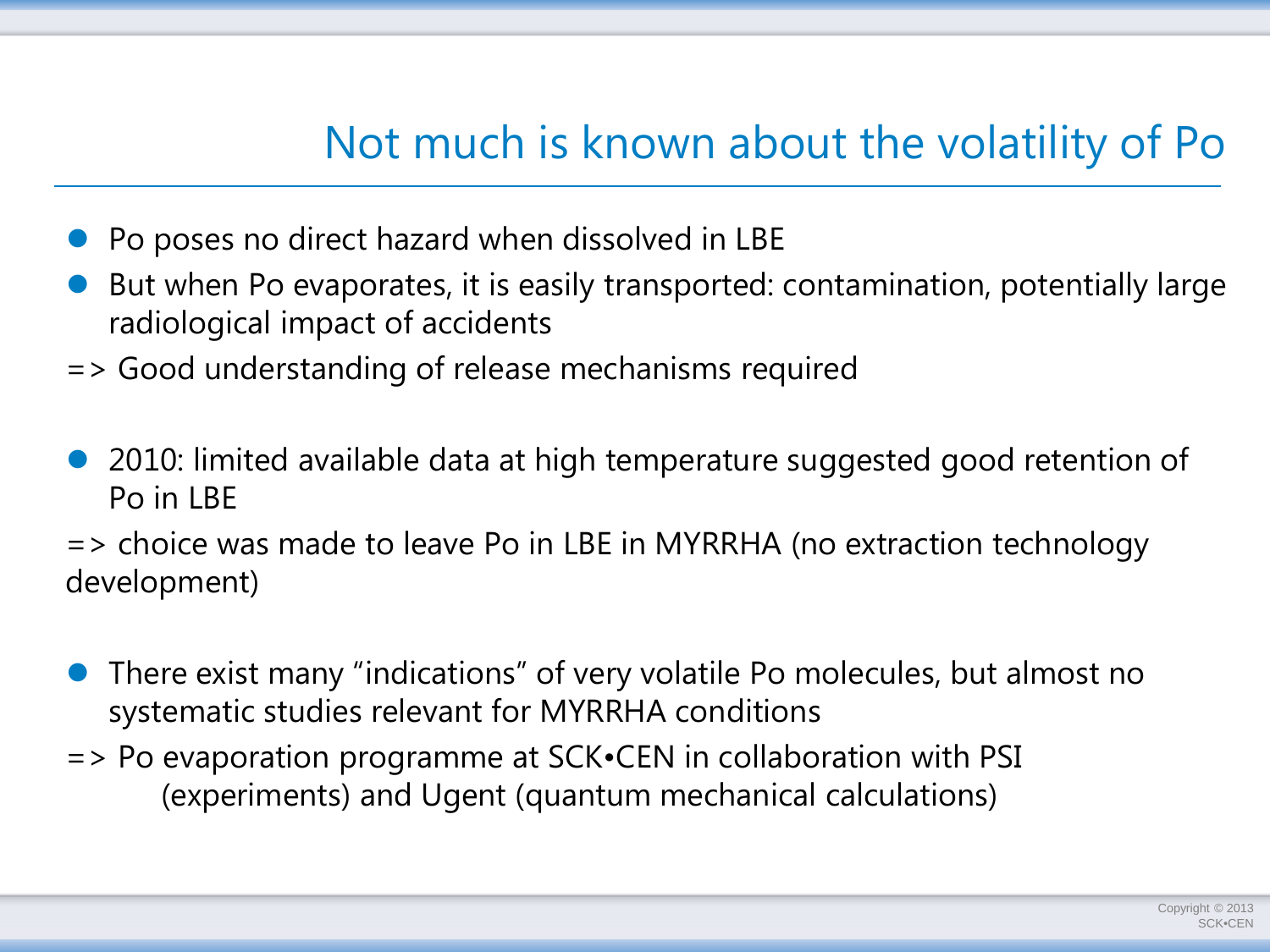# Not much is known about the volatility of Po

- Po poses no direct hazard when dissolved in LBE
- But when Po evaporates, it is easily transported: contamination, potentially large radiological impact of accidents

=> Good understanding of release mechanisms required

- 2010: limited available data at high temperature suggested good retention of Po in LBE

=> choice was made to leave Po in LBE in MYRRHA (no extraction technology development)

- There exist many "indications" of very volatile Po molecules, but almost no systematic studies relevant for MYRRHA conditions

=> Po evaporation programme at SCK•CEN in collaboration with PSI (experiments) and Ugent (quantum mechanical calculations)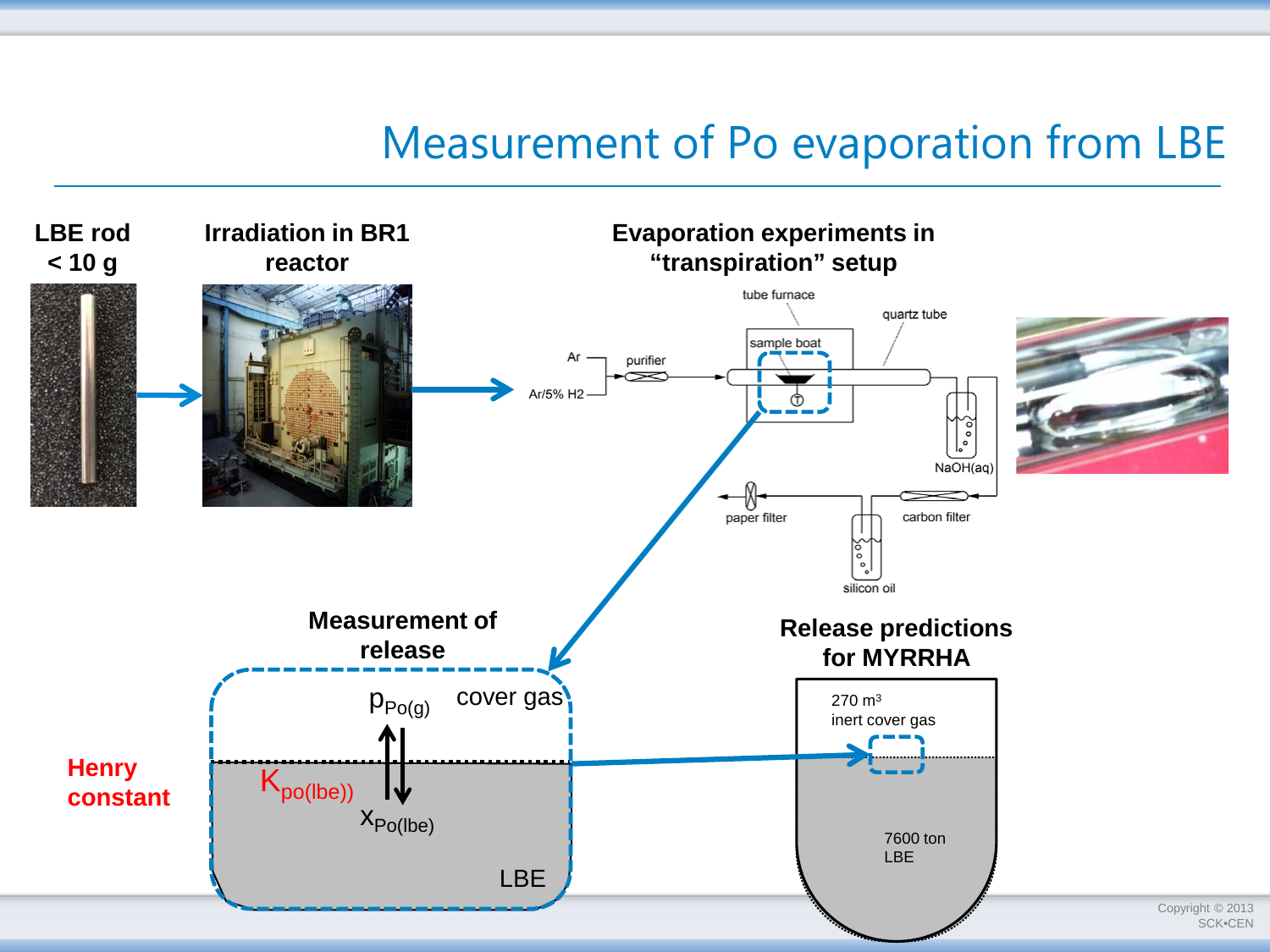# Measurement of Po evaporation from LBE

**LBE rod < 10 g**

**Irradiation in BR1 reactor**

**Evaporation experiments in "transpiration" setup**

tube furnace

quartz tube

sample boat

Ar

Ar/5% H2

purifier

NaOH(aq)

paper filter

carbon filter

silicon oil

**Measurement of release**

$p_{Po(g)}$ cover gas

**Henry constant**

$K_{po(lbe)}$

$x_{Po(lbe)}$

LBE

**Release predictions for MYRRHA**

270 m$^3$ inert cover gas

7600 ton LBE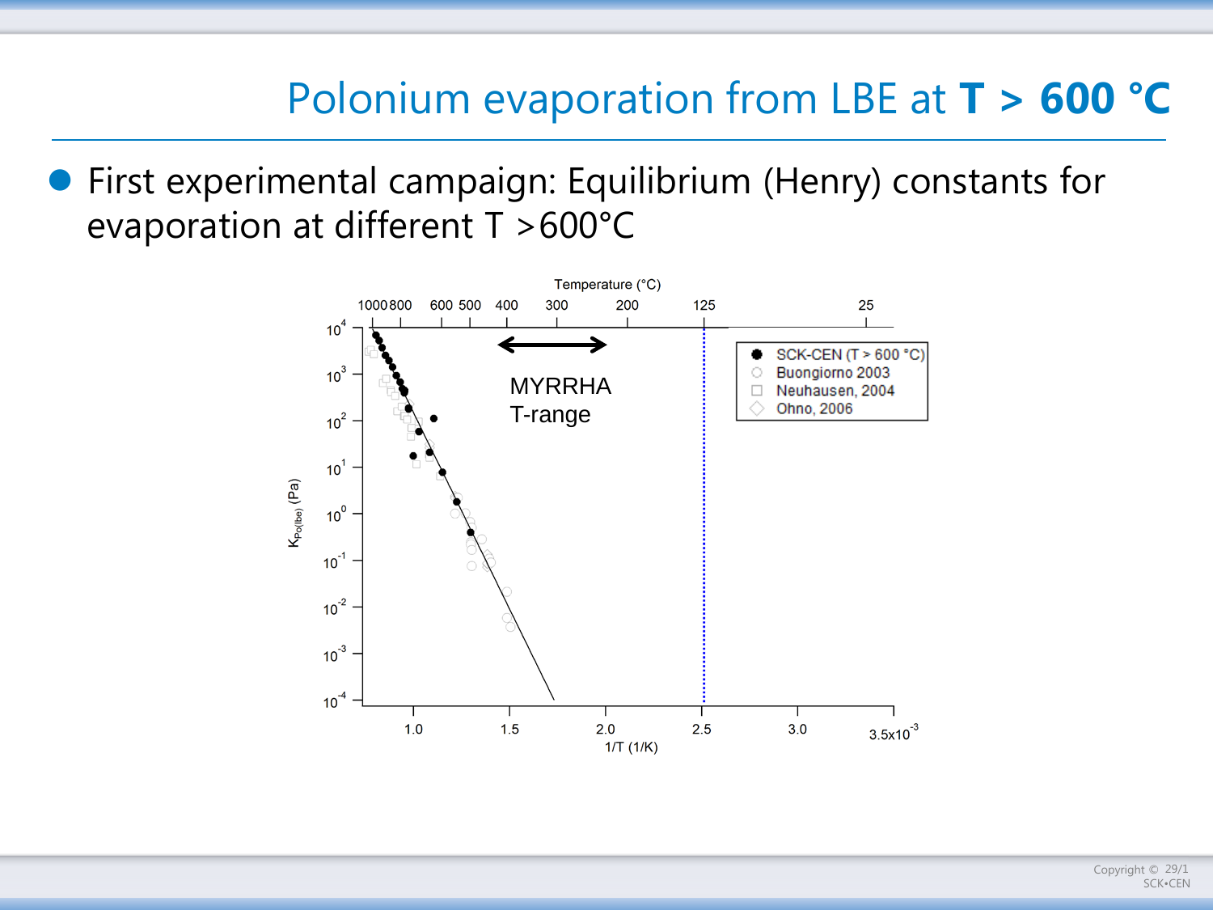# Polonium evaporation from LBE at **T > 600 °C**

- First experimental campaign: Equilibrium (Henry) constants for evaporation at different T >600°C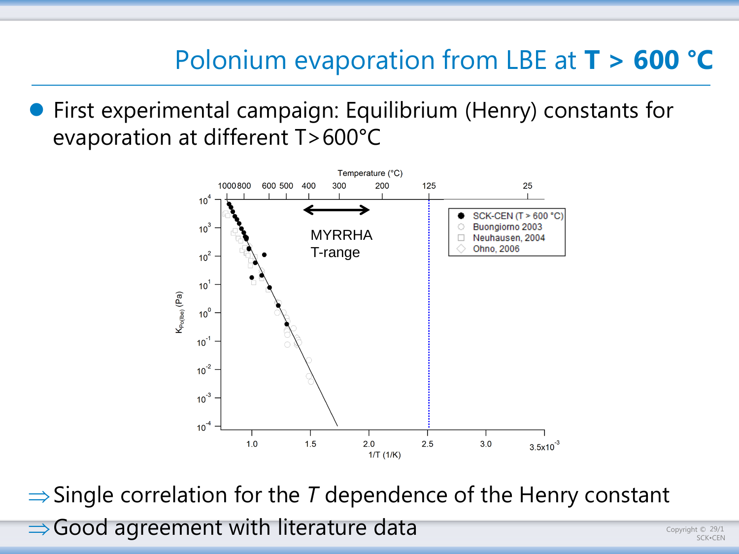# Polonium evaporation from LBE at **T > 600 °C**

- First experimental campaign: Equilibrium (Henry) constants for evaporation at different T>600°C

⇒ Single correlation for the *T* dependence of the Henry constant

⇒ Good agreement with literature data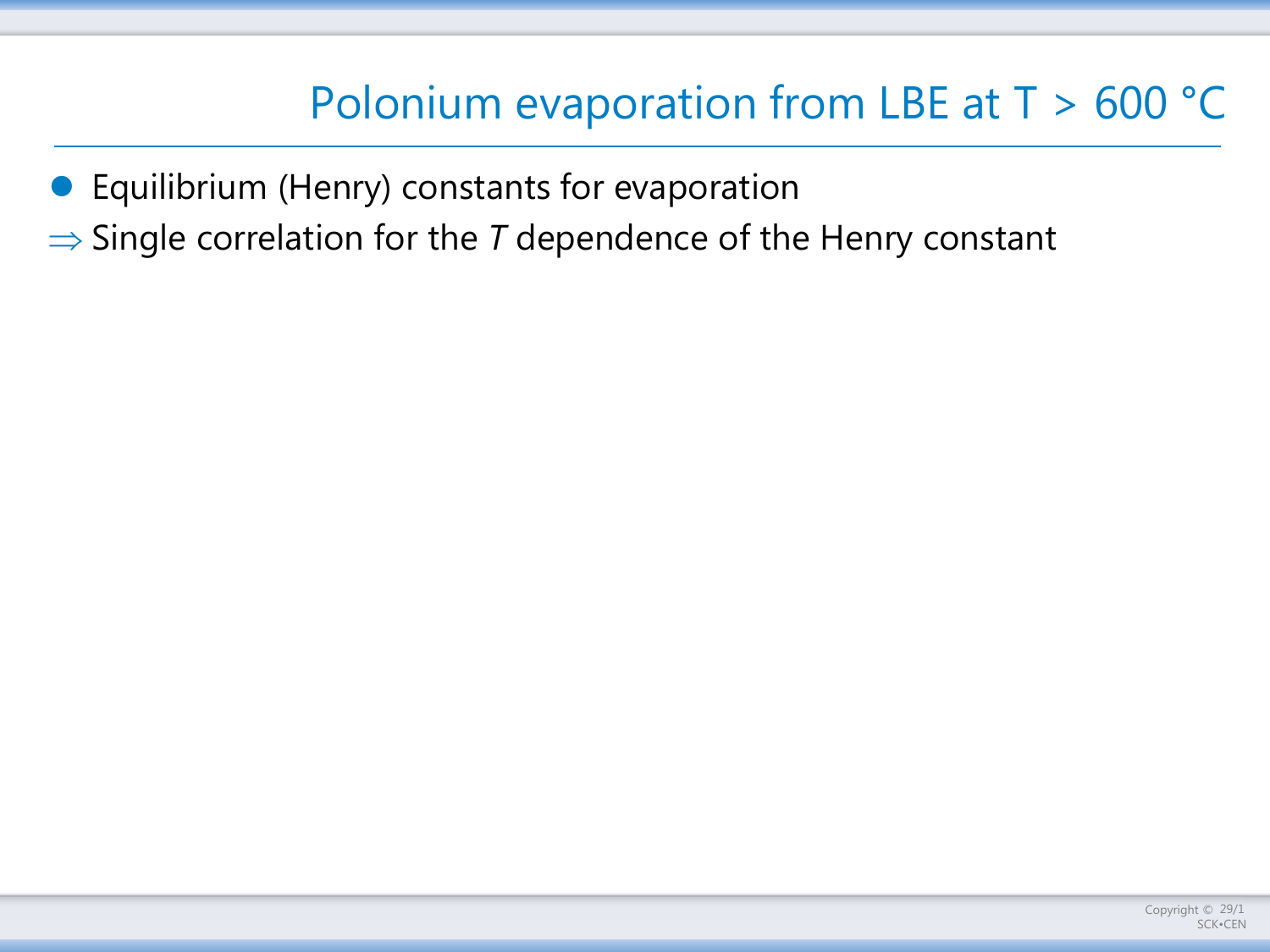# Polonium evaporation from LBE at T > 600 °C

- Equilibrium (Henry) constants for evaporation

$\Rightarrow$ Single correlation for the *T* dependence of the Henry constant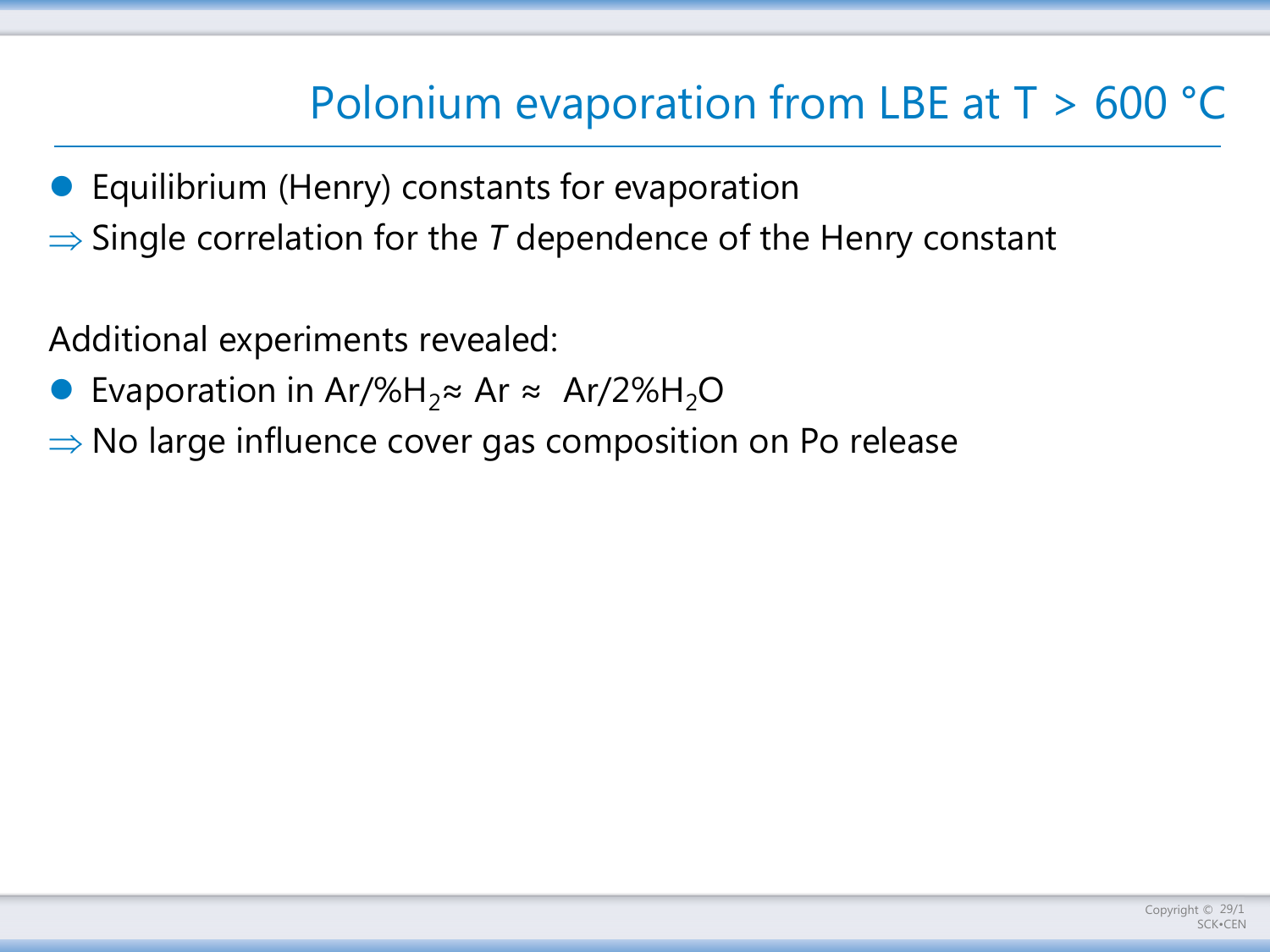# Polonium evaporation from LBE at T > 600 °C

- Equilibrium (Henry) constants for evaporation

⇒ Single correlation for the *T* dependence of the Henry constant

Additional experiments revealed:

- Evaporation in Ar/%$H_2$≈ Ar ≈ Ar/2%$H_2O$

⇒ No large influence cover gas composition on Po release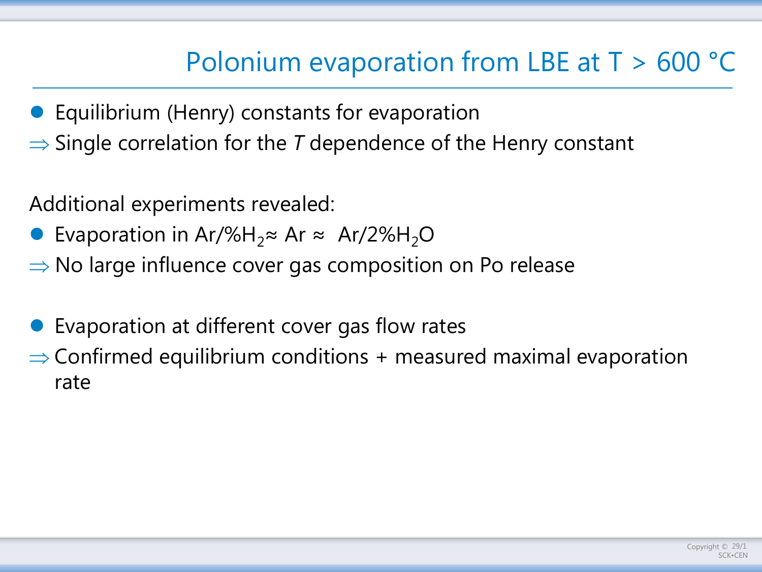# Polonium evaporation from LBE at T > 600 °C

- Equilibrium (Henry) constants for evaporation

⇒ Single correlation for the *T* dependence of the Henry constant

Additional experiments revealed:

- Evaporation in Ar/%$H_2$ ≈ Ar ≈ Ar/2%$H_2O$

⇒ No large influence cover gas composition on Po release

- Evaporation at different cover gas flow rates

⇒ Confirmed equilibrium conditions + measured maximal evaporation rate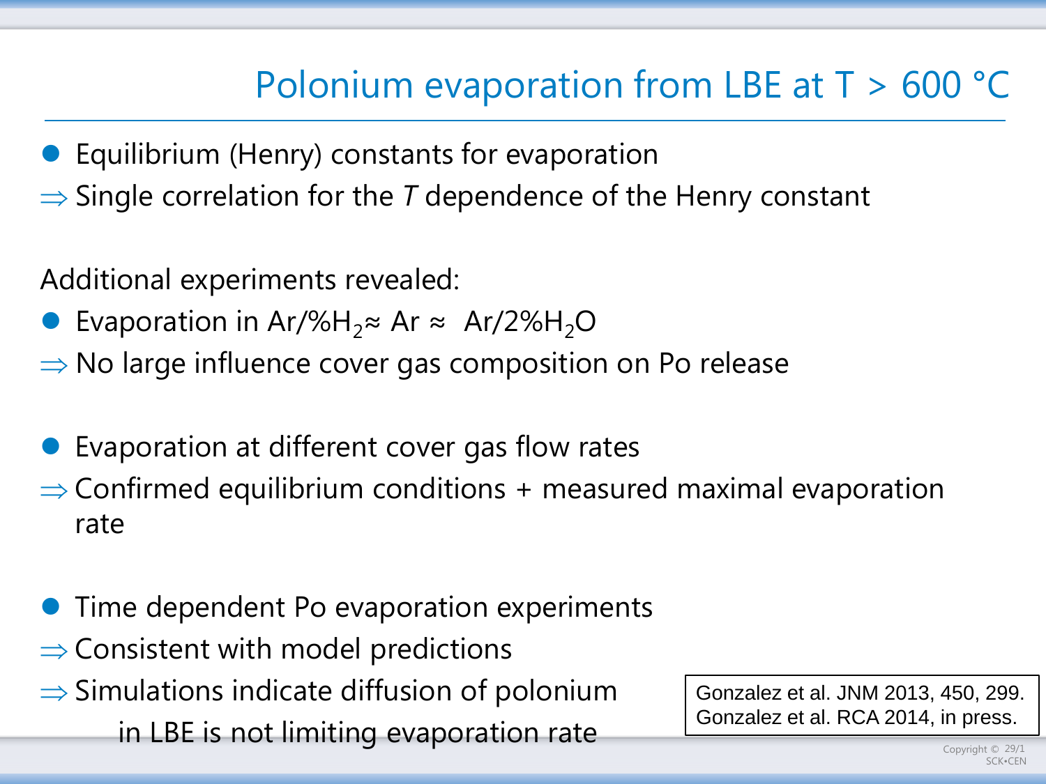# Polonium evaporation from LBE at T > 600 °C

- Equilibrium (Henry) constants for evaporation

⇒ Single correlation for the *T* dependence of the Henry constant

Additional experiments revealed:

- Evaporation in Ar/%$H_2$≈ Ar ≈ Ar/2%$H_2O$

⇒ No large influence cover gas composition on Po release

- Evaporation at different cover gas flow rates

⇒ Confirmed equilibrium conditions + measured maximal evaporation rate

- Time dependent Po evaporation experiments

⇒ Consistent with model predictions

⇒ Simulations indicate diffusion of polonium in LBE is not limiting evaporation rate

Gonzalez et al. JNM 2013, 450, 299.
Gonzalez et al. RCA 2014, in press.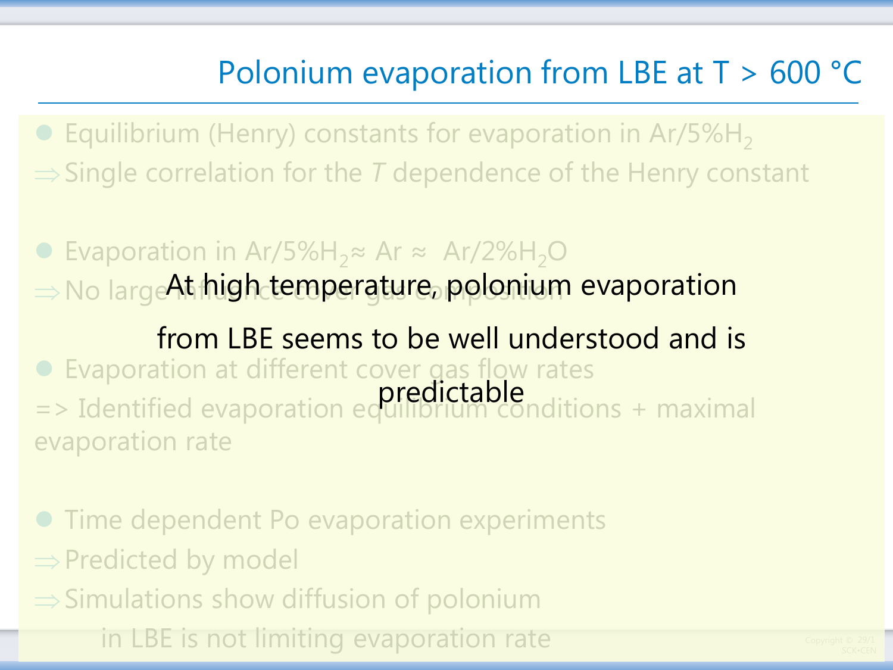# Polonium evaporation from LBE at T > 600 °C

- Equilibrium (Henry) constants for evaporation in $Ar/5\%H_2$

⇒ Single correlation for the *T* dependence of the Henry constant

- Evaporation in $Ar/5\%H_2 \approx Ar \approx Ar/2\%H_2O$

⇒ No large influence cover gas composition

- Evaporation at different cover gas flow rates

=> Identified evaporation equilibrium conditions + maximal evaporation rate

- Time dependent Po evaporation experiments

⇒ Predicted by model

⇒ Simulations show diffusion of polonium in LBE is not limiting evaporation rate

**At high temperature, polonium evaporation from LBE seems to be well understood and is predictable**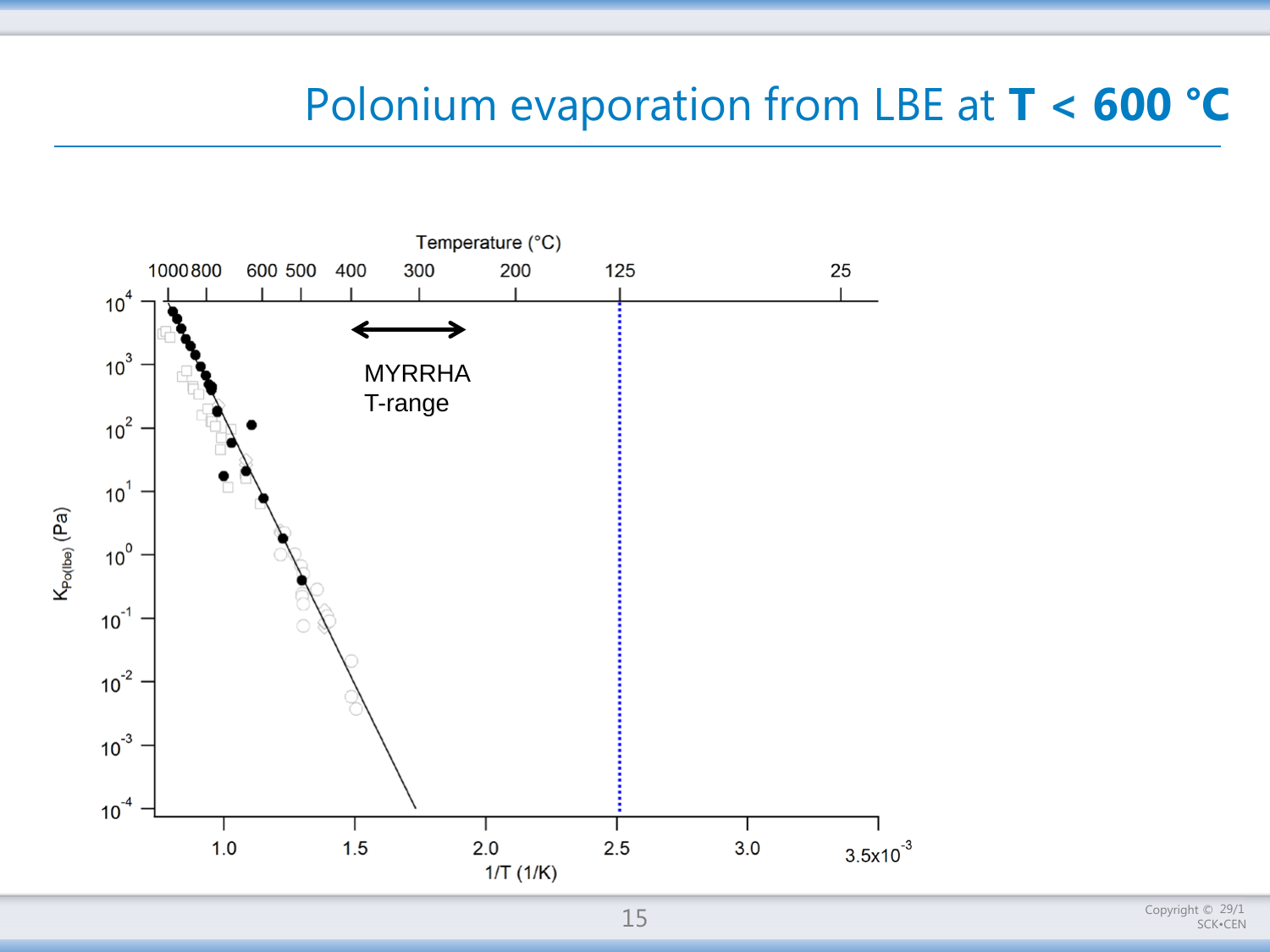# Polonium evaporation from LBE at **T < 600 °C**

Temperature (°C)

1000 800 600 500 400 300 200 125 25

MYRRHA T-range

$K_{Po(lbe)}$ (Pa)

$10^4$, $10^3$, $10^2$, $10^1$, $10^0$, $10^{-1}$, $10^{-2}$, $10^{-3}$, $10^{-4}$

1.0 1.5 2.0 2.5 3.0 $3.5 \times 10^{-3}$

1/T (1/K)

Copyright © 29/1 SCK•CEN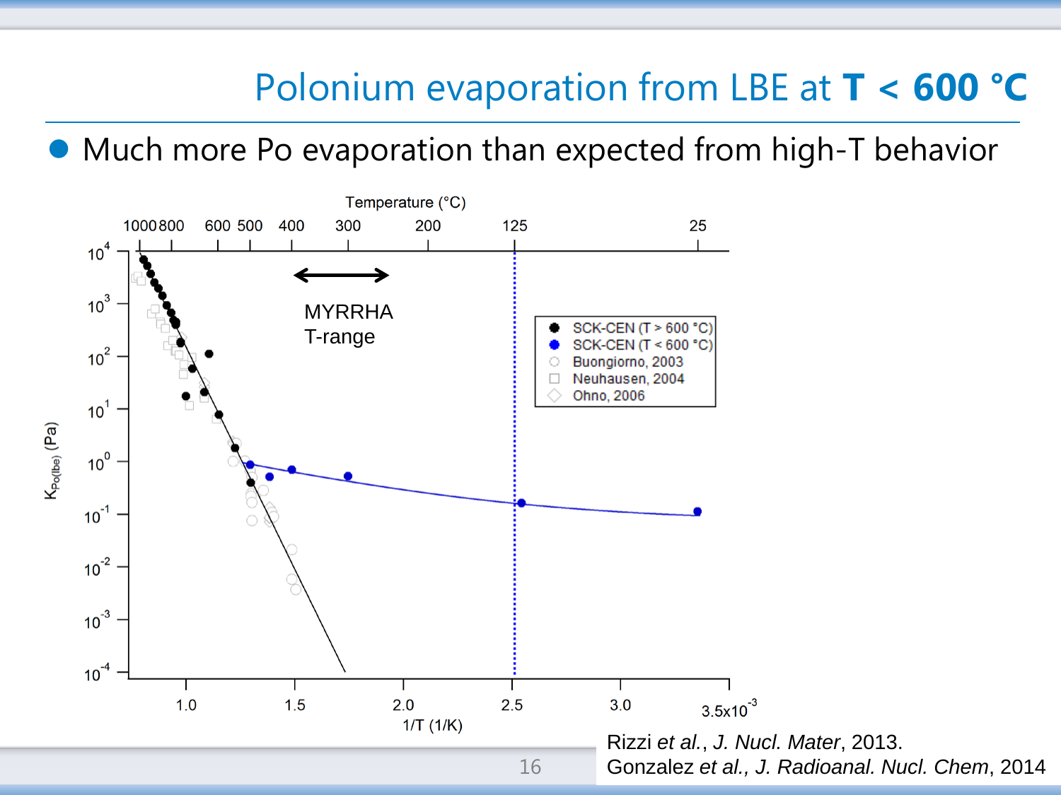# Polonium evaporation from LBE at **T < 600 °C**

- Much more Po evaporation than expected from high-T behavior

Rizzi *et al.*, *J. Nucl. Mater*, 2013.
Gonzalez *et al.*, *J. Radioanal. Nucl. Chem*, 2014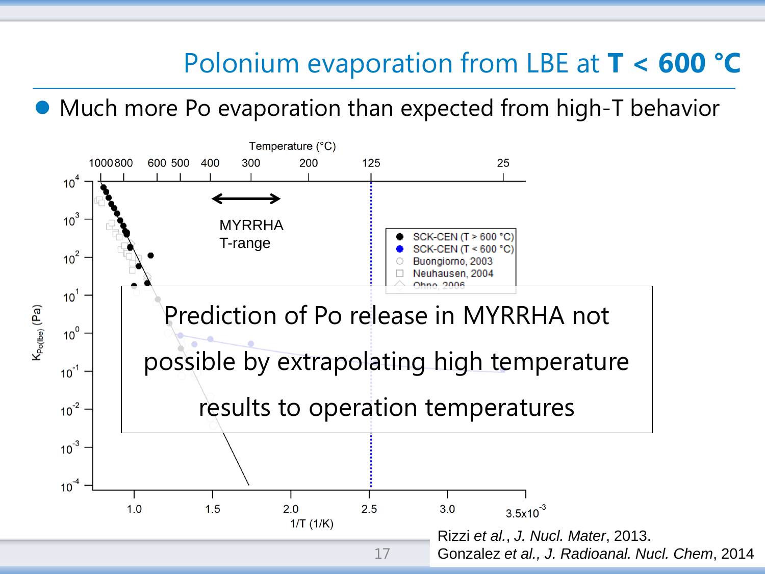# Polonium evaporation from LBE at **T < 600 °C**

- Much more Po evaporation than expected from high-T behavior

Temperature (°C)

1000 800 600 500 400 300 200 125 25

MYRRHA T-range

- SCK-CEN (T > 600 °C)
- SCK-CEN (T < 600 °C)
- Buongiorno, 2003
- Neuhausen, 2004
- Ohno, 2006

$K_{Po(lbe)}$ (Pa)

$10^{4}$, $10^{3}$, $10^{2}$, $10^{1}$, $10^{0}$, $10^{-1}$, $10^{-2}$, $10^{-3}$, $10^{-4}$

1.0 1.5 2.0 2.5 3.0 $3.5\times10^{-3}$

1/T (1/K)

Prediction of Po release in MYRRHA not possible by extrapolating high temperature results to operation temperatures

Rizzi *et al.*, *J. Nucl. Mater*, 2013.
Gonzalez *et al.*, *J. Radioanal. Nucl. Chem*, 2014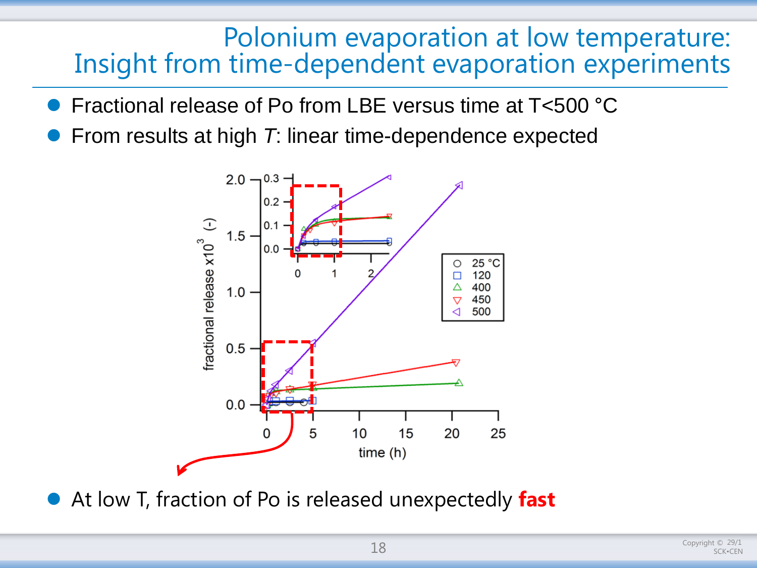# Polonium evaporation at low temperature: Insight from time-dependent evaporation experiments

- Fractional release of Po from LBE versus time at T<500 °C
- From results at high *T*: linear time-dependence expected

- At low T, fraction of Po is released unexpectedly **fast**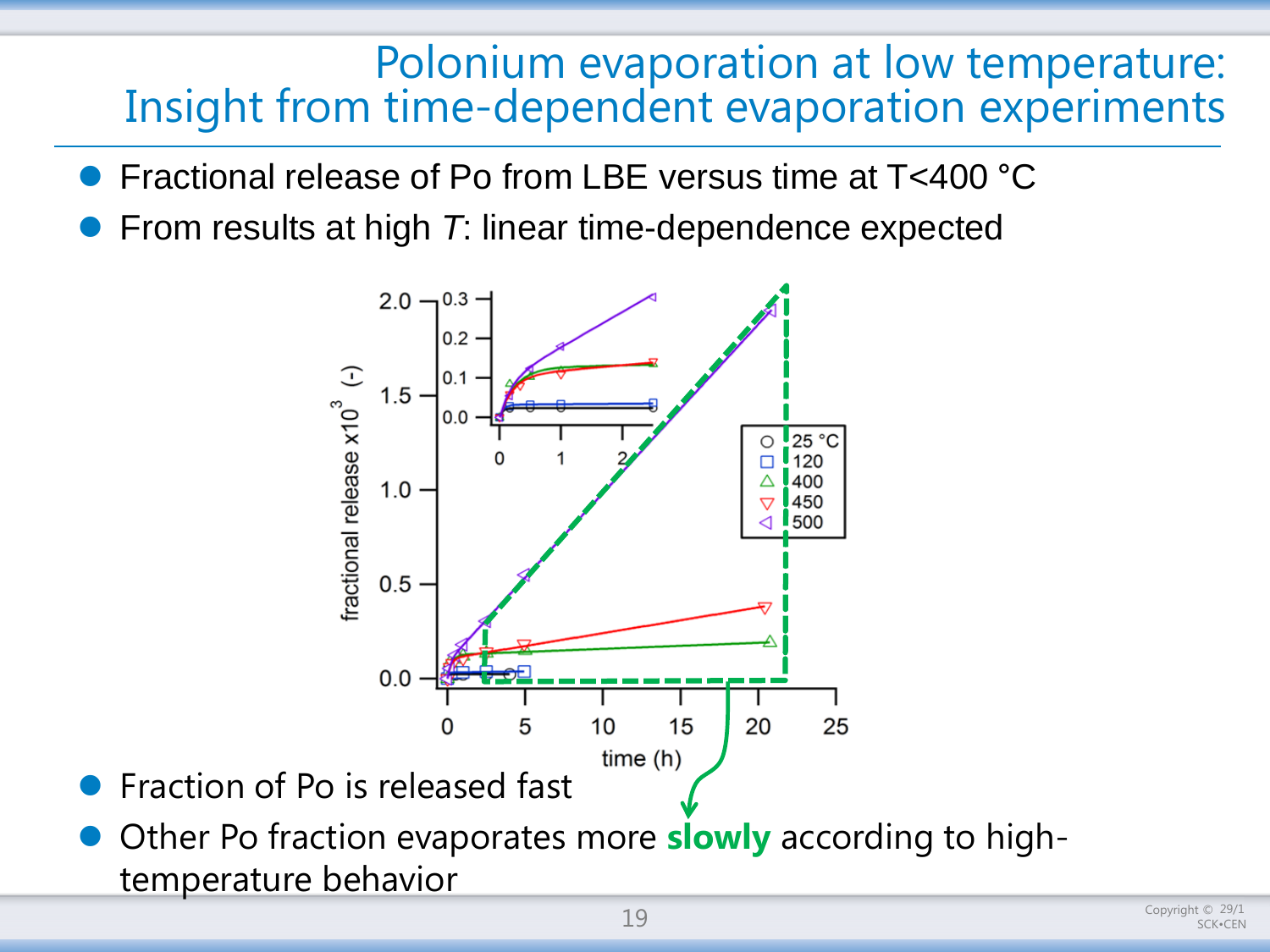# Polonium evaporation at low temperature: Insight from time-dependent evaporation experiments

- Fractional release of Po from LBE versus time at T<400 °C
- From results at high *T*: linear time-dependence expected

- Fraction of Po is released fast
- Other Po fraction evaporates more **slowly** according to high-temperature behavior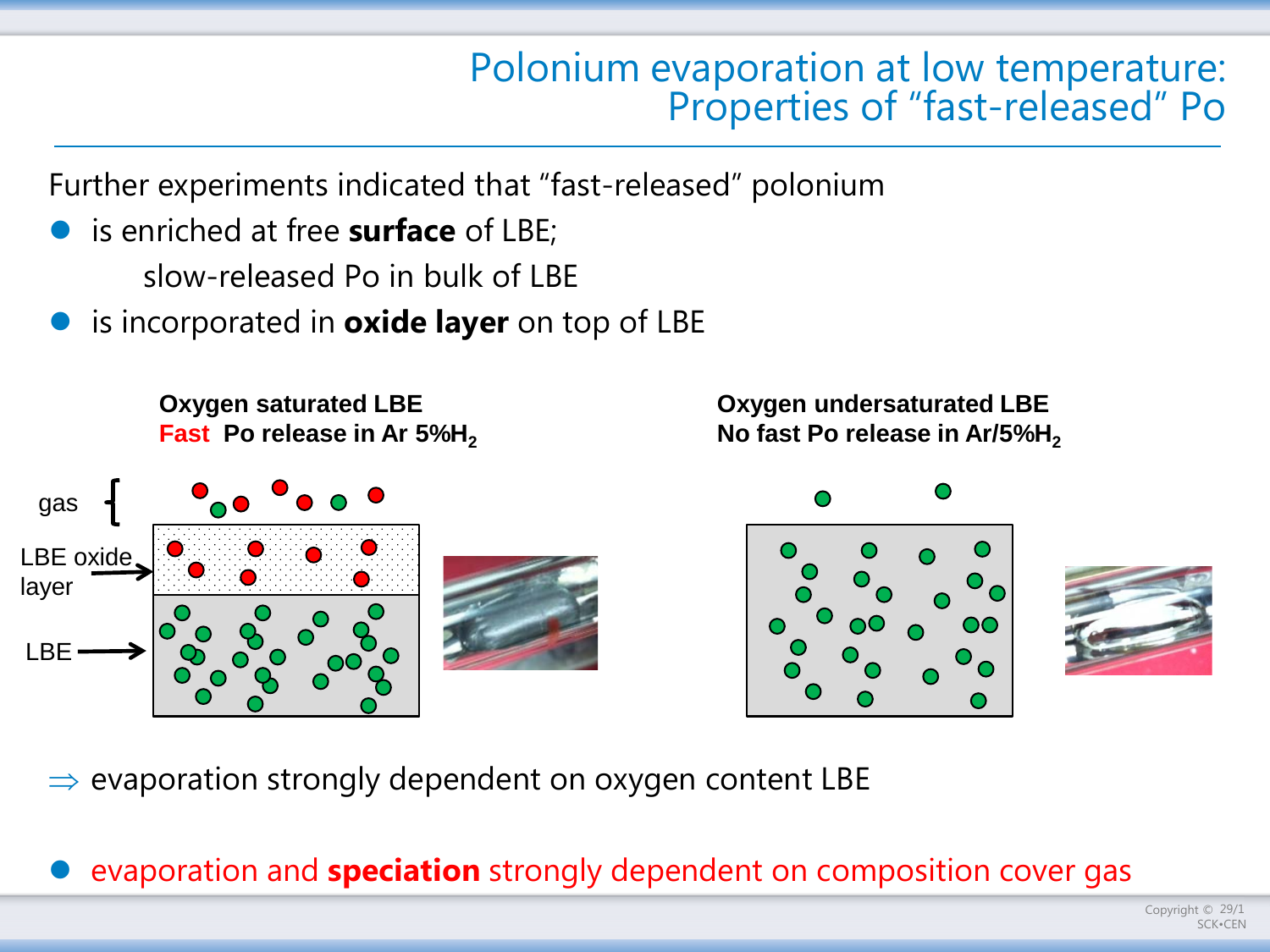# Polonium evaporation at low temperature: Properties of "fast-released" Po

Further experiments indicated that "fast-released" polonium

- is enriched at free **surface** of LBE;

  slow-released Po in bulk of LBE
- is incorporated in **oxide layer** on top of LBE

**Oxygen saturated LBE**
**Fast Po release in Ar 5%$H_2$**

gas

LBE oxide layer

LBE

**Oxygen undersaturated LBE**
**No fast Po release in Ar/5%$H_2$**

⇒ evaporation strongly dependent on oxygen content LBE

- evaporation and **speciation** strongly dependent on composition cover gas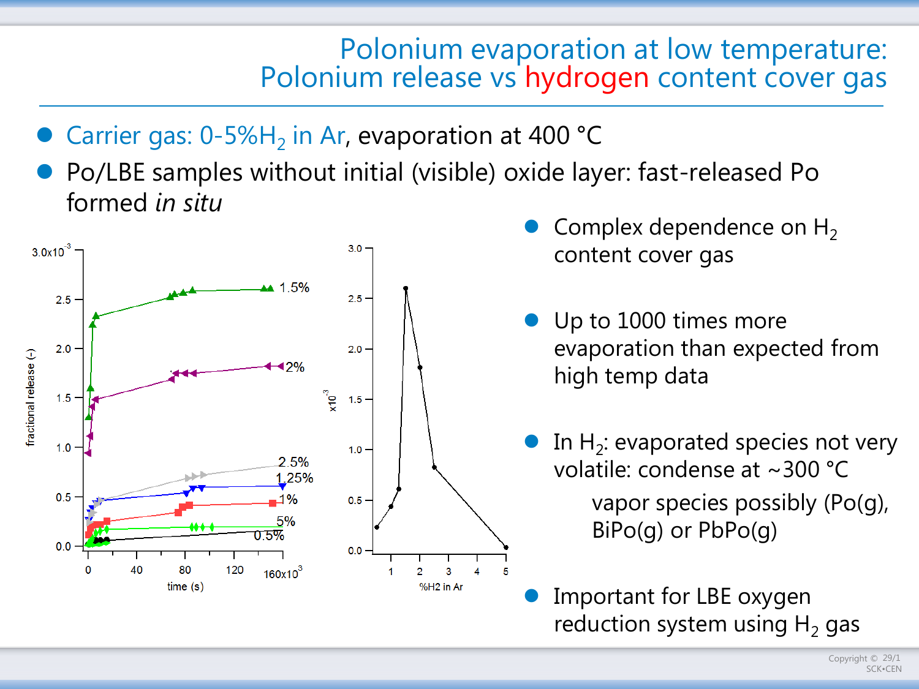# Polonium evaporation at low temperature: Polonium release vs hydrogen content cover gas

- Carrier gas: 0-5%$H_2$ in Ar, evaporation at 400 °C
- Po/LBE samples without initial (visible) oxide layer: fast-released Po formed *in situ*

- Complex dependence on $H_2$ content cover gas
- Up to 1000 times more evaporation than expected from high temp data
- In $H_2$: evaporated species not very volatile: condense at ~300 °C

  vapor species possibly (Po(g), BiPo(g) or PbPo(g)

- Important for LBE oxygen reduction system using $H_2$ gas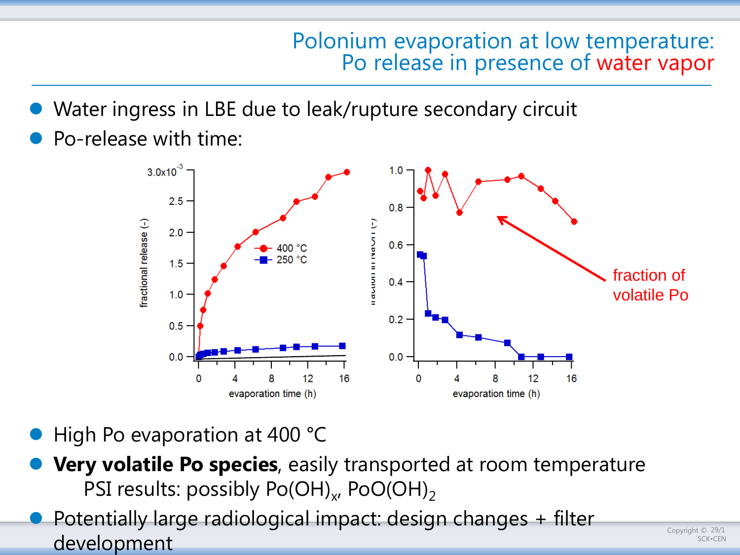# Polonium evaporation at low temperature: Po release in presence of water vapor

- Water ingress in LBE due to leak/rupture secondary circuit
- Po-release with time:

- High Po evaporation at 400 °C
- **Very volatile Po species**, easily transported at room temperature
  PSI results: possibly $Po(OH)_x$, $PoO(OH)_2$
- Potentially large radiological impact: design changes + filter development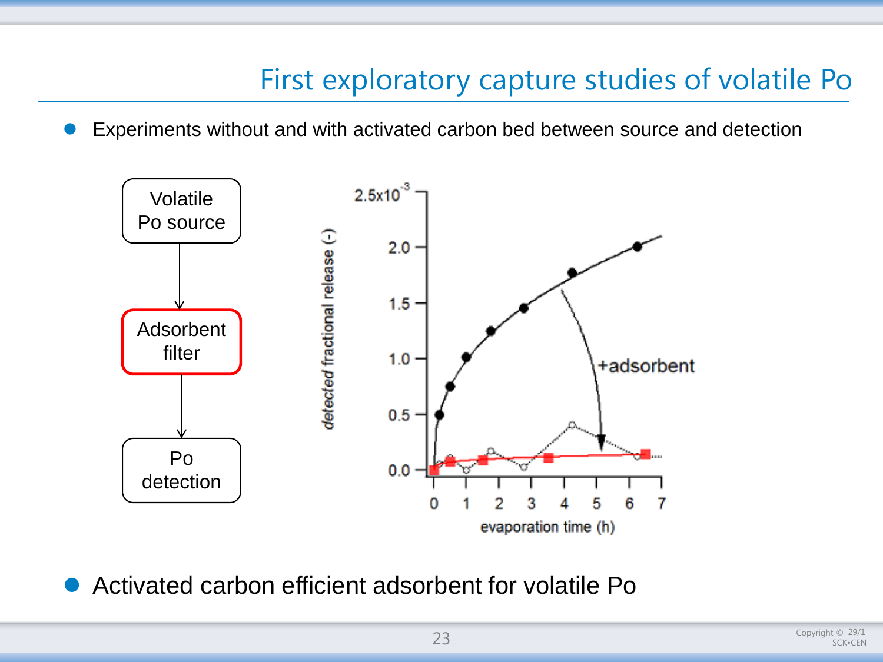# First exploratory capture studies of volatile Po

- Experiments without and with activated carbon bed between source and detection

Volatile Po source → Adsorbent filter → Po detection

- Activated carbon efficient adsorbent for volatile Po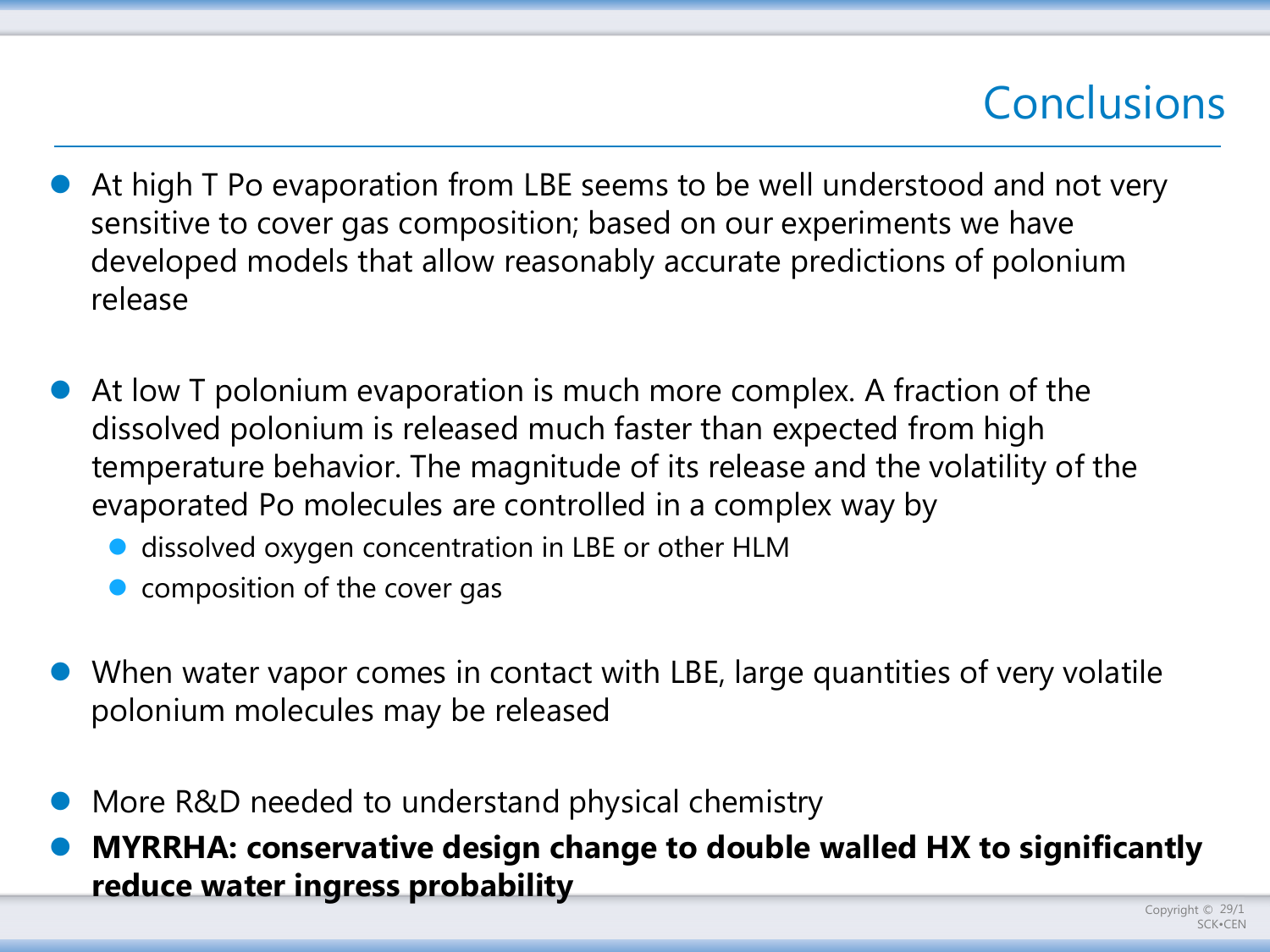# Conclusions

- At high T Po evaporation from LBE seems to be well understood and not very sensitive to cover gas composition; based on our experiments we have developed models that allow reasonably accurate predictions of polonium release

- At low T polonium evaporation is much more complex. A fraction of the dissolved polonium is released much faster than expected from high temperature behavior. The magnitude of its release and the volatility of the evaporated Po molecules are controlled in a complex way by
  - dissolved oxygen concentration in LBE or other HLM
  - composition of the cover gas

- When water vapor comes in contact with LBE, large quantities of very volatile polonium molecules may be released

- More R&D needed to understand physical chemistry
- **MYRRHA: conservative design change to double walled HX to significantly reduce water ingress probability**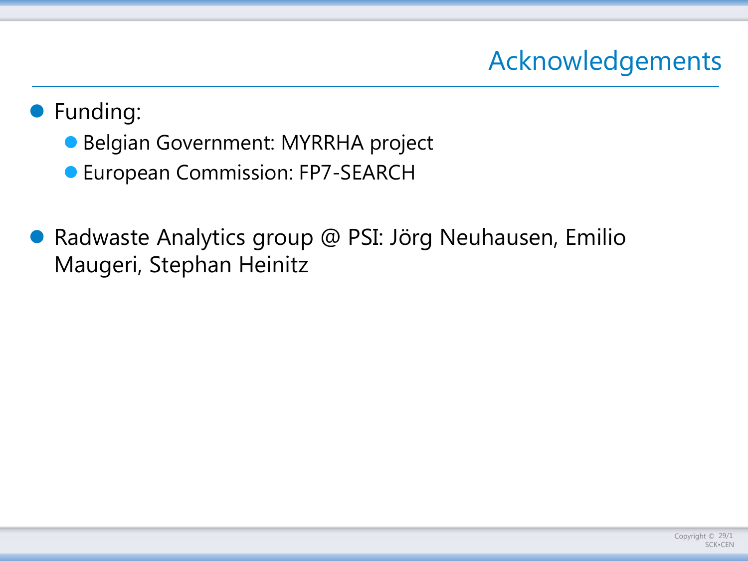# Acknowledgements

- Funding:
  - Belgian Government: MYRRHA project
  - European Commission: FP7-SEARCH

- Radwaste Analytics group @ PSI: Jörg Neuhausen, Emilio Maugeri, Stephan Heinitz